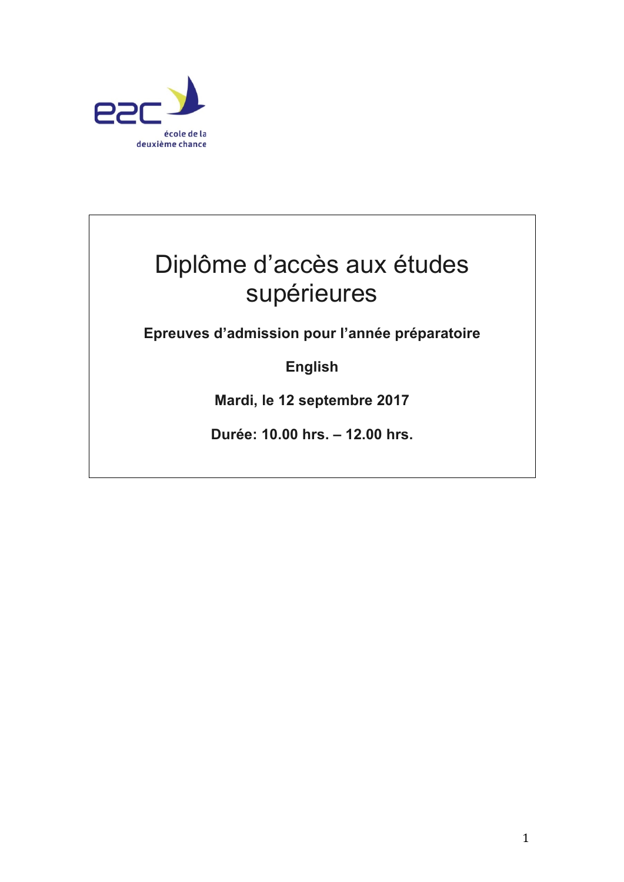e2c

école de la deuxième chance

# Diplôme d'accès aux études supérieures

**Epreuves d'admission pour l'année préparatoire**

**English**

**Mardi, le 12 septembre 2017**

**Durée: 10.00 hrs. – 12.00 hrs.**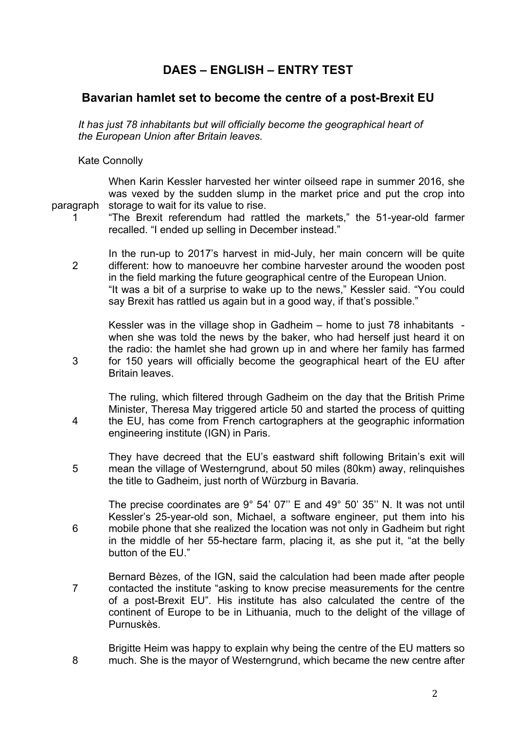# DAES – ENGLISH – ENTRY TEST

## Bavarian hamlet set to become the centre of a post-Brexit EU

*It has just 78 inhabitants but will officially become the geographical heart of the European Union after Britain leaves.*

Kate Connolly

paragraph 1

When Karin Kessler harvested her winter oilseed rape in summer 2016, she was vexed by the sudden slump in the market price and put the crop into storage to wait for its value to rise.

"The Brexit referendum had rattled the markets," the 51-year-old farmer recalled. "I ended up selling in December instead."

2

In the run-up to 2017's harvest in mid-July, her main concern will be quite different: how to manoeuvre her combine harvester around the wooden post in the field marking the future geographical centre of the European Union.

"It was a bit of a surprise to wake up to the news," Kessler said. "You could say Brexit has rattled us again but in a good way, if that's possible."

3

Kessler was in the village shop in Gadheim – home to just 78 inhabitants - when she was told the news by the baker, who had herself just heard it on the radio: the hamlet she had grown up in and where her family has farmed for 150 years will officially become the geographical heart of the EU after Britain leaves.

4

The ruling, which filtered through Gadheim on the day that the British Prime Minister, Theresa May triggered article 50 and started the process of quitting the EU, has come from French cartographers at the geographic information engineering institute (IGN) in Paris.

5

They have decreed that the EU's eastward shift following Britain's exit will mean the village of Westerngrund, about 50 miles (80km) away, relinquishes the title to Gadheim, just north of Würzburg in Bavaria.

6

The precise coordinates are 9° 54' 07'' E and 49° 50' 35'' N. It was not until Kessler's 25-year-old son, Michael, a software engineer, put them into his mobile phone that she realized the location was not only in Gadheim but right in the middle of her 55-hectare farm, placing it, as she put it, "at the belly button of the EU."

7

Bernard Bèzes, of the IGN, said the calculation had been made after people contacted the institute "asking to know precise measurements for the centre of a post-Brexit EU". His institute has also calculated the centre of the continent of Europe to be in Lithuania, much to the delight of the village of Purnuskès.

8

Brigitte Heim was happy to explain why being the centre of the EU matters so much. She is the mayor of Westerngrund, which became the new centre after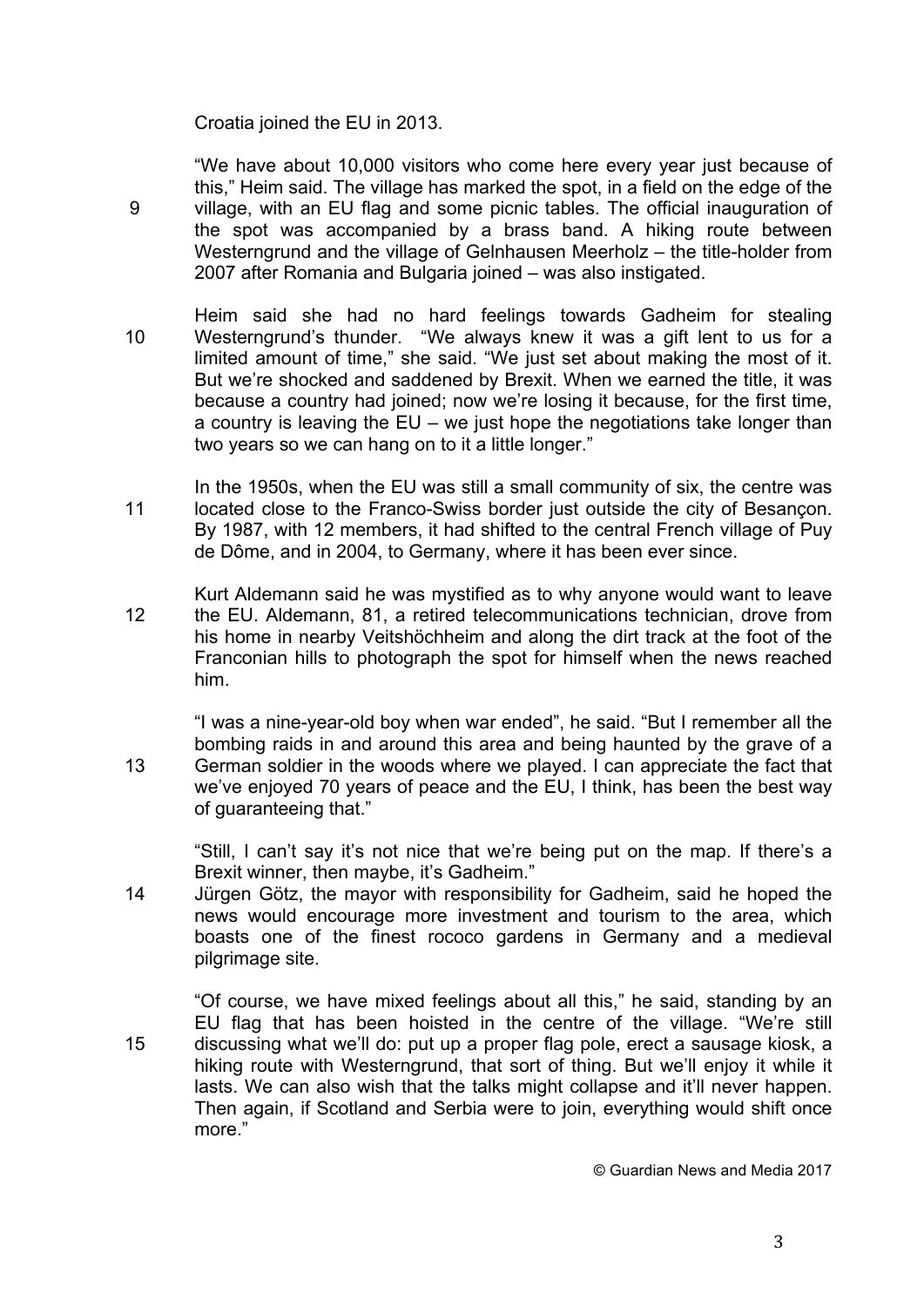Croatia joined the EU in 2013.

9 "We have about 10,000 visitors who come here every year just because of this," Heim said. The village has marked the spot, in a field on the edge of the village, with an EU flag and some picnic tables. The official inauguration of the spot was accompanied by a brass band. A hiking route between Westerngrund and the village of Gelnhausen Meerholz – the title-holder from 2007 after Romania and Bulgaria joined – was also instigated.

10 Heim said she had no hard feelings towards Gadheim for stealing Westerngrund's thunder. "We always knew it was a gift lent to us for a limited amount of time," she said. "We just set about making the most of it. But we're shocked and saddened by Brexit. When we earned the title, it was because a country had joined; now we're losing it because, for the first time, a country is leaving the EU – we just hope the negotiations take longer than two years so we can hang on to it a little longer."

11 In the 1950s, when the EU was still a small community of six, the centre was located close to the Franco-Swiss border just outside the city of Besançon. By 1987, with 12 members, it had shifted to the central French village of Puy de Dôme, and in 2004, to Germany, where it has been ever since.

12 Kurt Aldemann said he was mystified as to why anyone would want to leave the EU. Aldemann, 81, a retired telecommunications technician, drove from his home in nearby Veitshöchheim and along the dirt track at the foot of the Franconian hills to photograph the spot for himself when the news reached him.

13 "I was a nine-year-old boy when war ended", he said. "But I remember all the bombing raids in and around this area and being haunted by the grave of a German soldier in the woods where we played. I can appreciate the fact that we've enjoyed 70 years of peace and the EU, I think, has been the best way of guaranteeing that."

14 "Still, I can't say it's not nice that we're being put on the map. If there's a Brexit winner, then maybe, it's Gadheim."
Jürgen Götz, the mayor with responsibility for Gadheim, said he hoped the news would encourage more investment and tourism to the area, which boasts one of the finest rococo gardens in Germany and a medieval pilgrimage site.

15 "Of course, we have mixed feelings about all this," he said, standing by an EU flag that has been hoisted in the centre of the village. "We're still discussing what we'll do: put up a proper flag pole, erect a sausage kiosk, a hiking route with Westerngrund, that sort of thing. But we'll enjoy it while it lasts. We can also wish that the talks might collapse and it'll never happen. Then again, if Scotland and Serbia were to join, everything would shift once more."

© Guardian News and Media 2017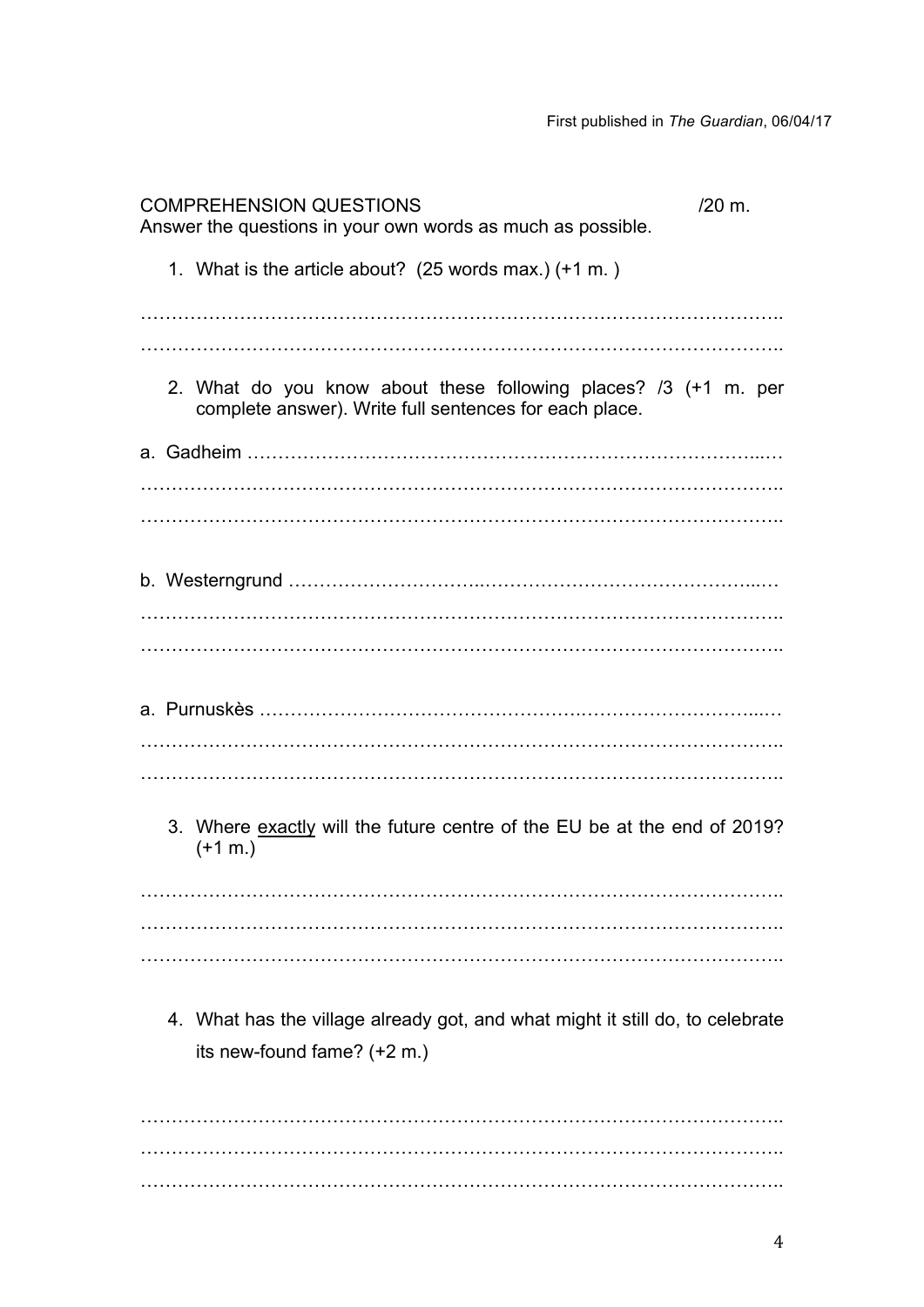First published in *The Guardian*, 06/04/17

COMPREHENSION QUESTIONS /20 m.

Answer the questions in your own words as much as possible.

1. What is the article about? (25 words max.) (+1 m. )

……………………………………………………………………………………………..
……………………………………………………………………………………………..

2. What do you know about these following places? /3 (+1 m. per complete answer). Write full sentences for each place.

a. Gadheim ……………………………………………………………………………..…
……………………………………………………………………………………………..
……………………………………………………………………………………………..

b. Westerngrund …………………………..……………………………………….....…
……………………………………………………………………………………………..
……………………………………………………………………………………………..

a. Purnuskès …………………………………………….…………………………....…
……………………………………………………………………………………………..
……………………………………………………………………………………………..

3. Where <u>exactly</u> will the future centre of the EU be at the end of 2019? (+1 m.)

……………………………………………………………………………………………..
……………………………………………………………………………………………..
……………………………………………………………………………………………..

4. What has the village already got, and what might it still do, to celebrate its new-found fame? (+2 m.)

……………………………………………………………………………………………..
……………………………………………………………………………………………..
……………………………………………………………………………………………..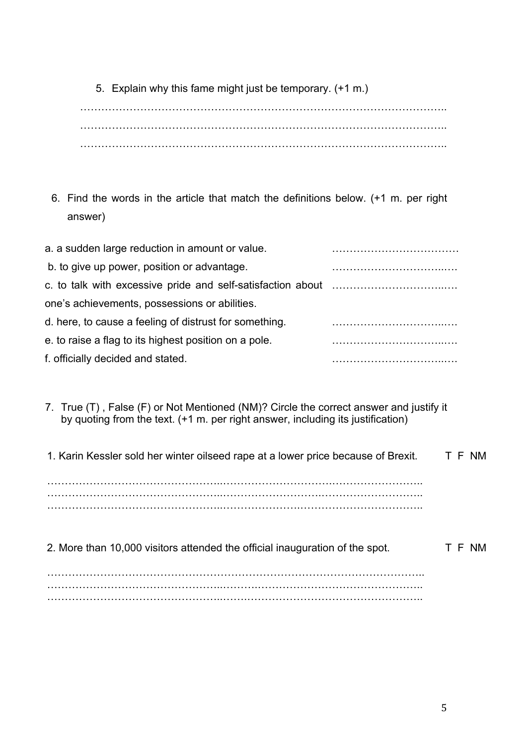5. Explain why this fame might just be temporary. (+1 m.)

…………………………………………………………………………………………..
…………………………………………………………………………………………..
…………………………………………………………………………………………..

6. Find the words in the article that match the definitions below. (+1 m. per right answer)

| | |
|---|---|
| a. a sudden large reduction in amount or value. | ……………………………… |
| b. to give up power, position or advantage. | ……………………………… |
| c. to talk with excessive pride and self-satisfaction about one's achievements, possessions or abilities. | ……………………………… |
| d. here, to cause a feeling of distrust for something. | ……………………………… |
| e. to raise a flag to its highest position on a pole. | ……………………………… |
| f. officially decided and stated. | ……………………………… |

7. True (T) , False (F) or Not Mentioned (NM)? Circle the correct answer and justify it by quoting from the text. (+1 m. per right answer, including its justification)

1. Karin Kessler sold her winter oilseed rape at a lower price because of Brexit. T F NM

…………………………………………………………………………………………..
…………………………………………………………………………………………..
…………………………………………………………………………………………..

2. More than 10,000 visitors attended the official inauguration of the spot. T F NM

…………………………………………………………………………………………..
…………………………………………………………………………………………..
…………………………………………………………………………………………..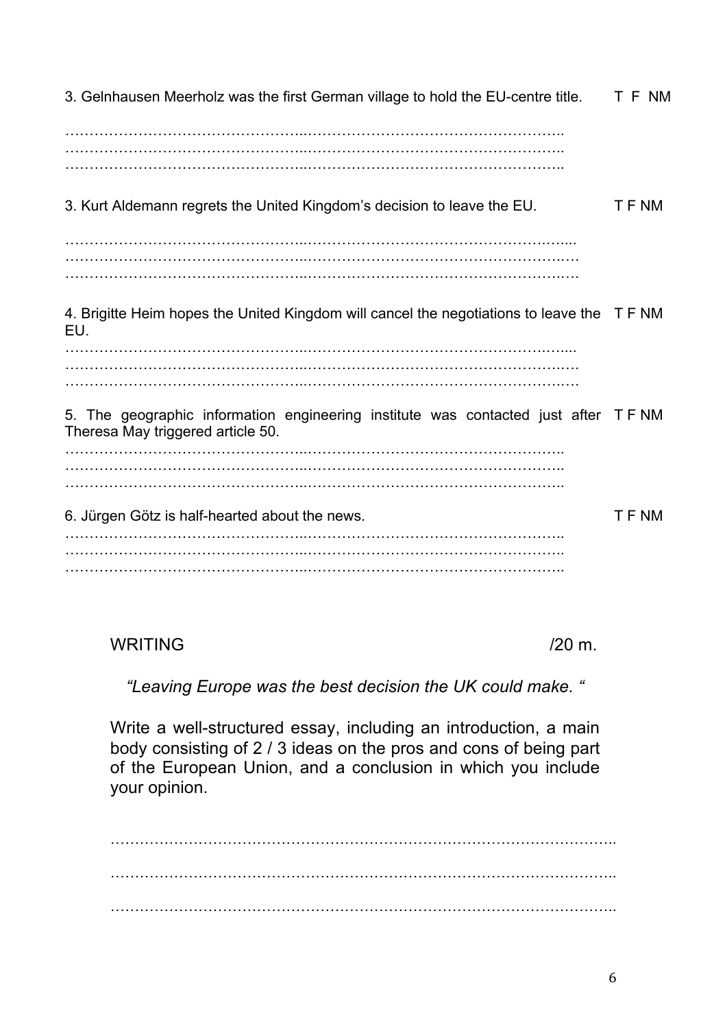3. Gelnhausen Meerholz was the first German village to hold the EU-centre title. T F NM

……………………………………………..……………………………………………..
……………………………………………..……………………………………………..
……………………………………………..……………………………………………..

3. Kurt Aldemann regrets the United Kingdom's decision to leave the EU. T F NM

……………………………………………..……………………………………………....
……………………………………………..……………………………………………….
……………………………………………..……………………………………………….

4. Brigitte Heim hopes the United Kingdom will cancel the negotiations to leave the EU. T F NM

……………………………………………..……………………………………………....
……………………………………………..……………………………………………….
……………………………………………..……………………………………………….

5. The geographic information engineering institute was contacted just after Theresa May triggered article 50. T F NM

……………………………………………..……………………………………………..
……………………………………………..……………………………………………..
……………………………………………..……………………………………………..

6. Jürgen Götz is half-hearted about the news. T F NM

……………………………………………..……………………………………………..
……………………………………………..……………………………………………..
……………………………………………..……………………………………………..

## WRITING /20 m.

*"Leaving Europe was the best decision the UK could make. "*

Write a well-structured essay, including an introduction, a main body consisting of 2 / 3 ideas on the pros and cons of being part of the European Union, and a conclusion in which you include your opinion.

……………………………………………………………………………………………..

……………………………………………………………………………………………..

……………………………………………………………………………………………..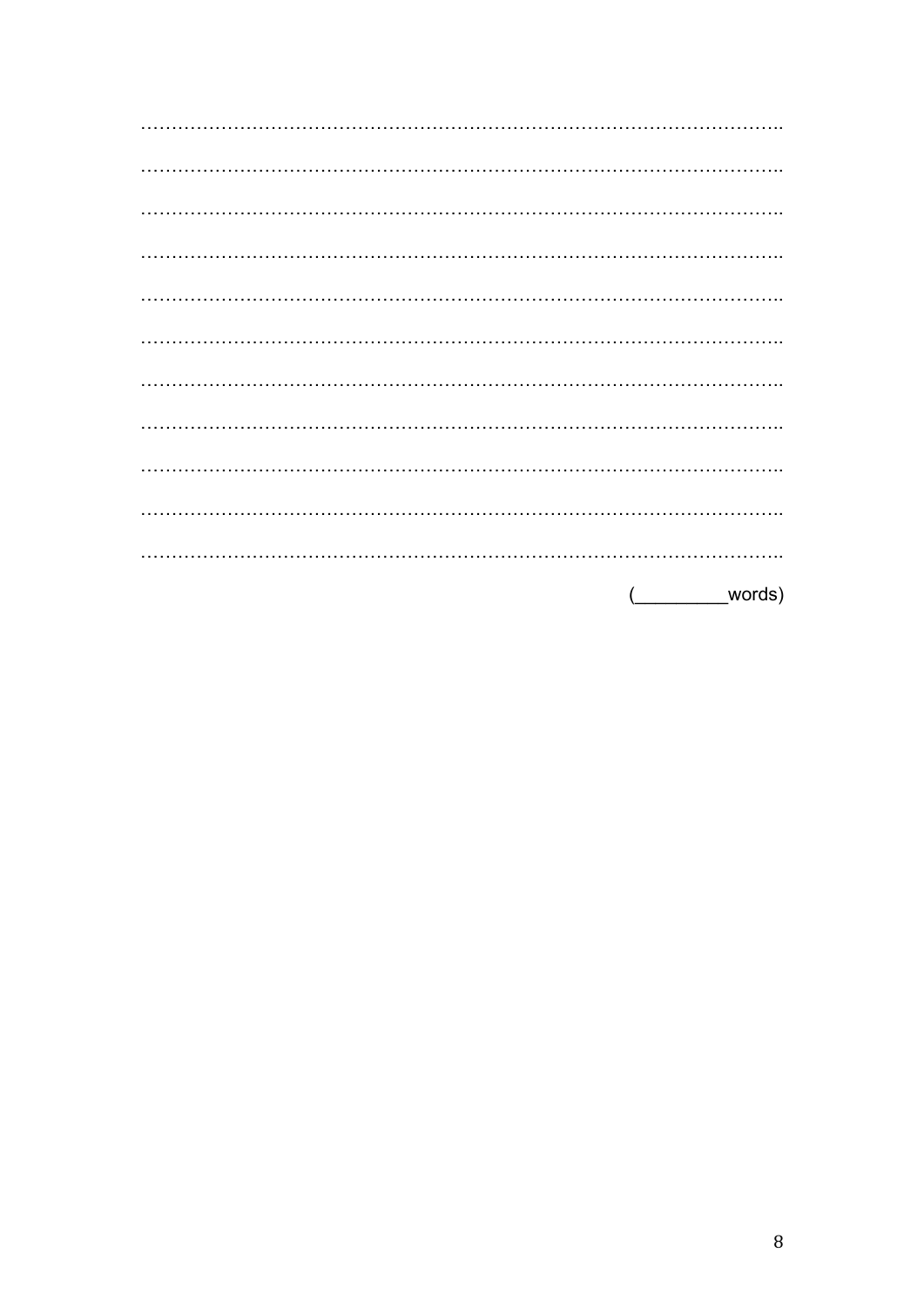…………………………………………………………………………………………..

…………………………………………………………………………………………..

…………………………………………………………………………………………..

…………………………………………………………………………………………..

…………………………………………………………………………………………..

…………………………………………………………………………………………..

…………………………………………………………………………………………..

…………………………………………………………………………………………..

…………………………………………………………………………………………..

…………………………………………………………………………………………..

…………………………………………………………………………………………..

(_________words)